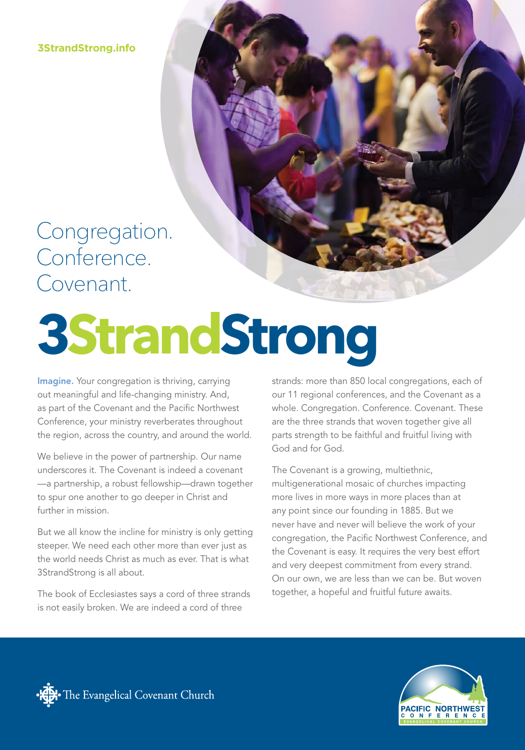3StrandStrong.info

Congregation.
Conference.
Covenant.

# 3StrandStrong

**Imagine.** Your congregation is thriving, carrying out meaningful and life-changing ministry. And, as part of the Covenant and the Pacific Northwest Conference, your ministry reverberates throughout the region, across the country, and around the world.

We believe in the power of partnership. Our name underscores it. The Covenant is indeed a covenant—a partnership, a robust fellowship—drawn together to spur one another to go deeper in Christ and further in mission.

But we all know the incline for ministry is only getting steeper. We need each other more than ever just as the world needs Christ as much as ever. That is what 3StrandStrong is all about.

The book of Ecclesiastes says a cord of three strands is not easily broken. We are indeed a cord of three strands: more than 850 local congregations, each of our 11 regional conferences, and the Covenant as a whole. Congregation. Conference. Covenant. These are the three strands that woven together give all parts strength to be faithful and fruitful living with God and for God.

The Covenant is a growing, multiethnic, multigenerational mosaic of churches impacting more lives in more ways in more places than at any point since our founding in 1885. But we never have and never will believe the work of your congregation, the Pacific Northwest Conference, and the Covenant is easy. It requires the very best effort and very deepest commitment from every strand. On our own, we are less than we can be. But woven together, a hopeful and fruitful future awaits.

The Evangelical Covenant Church

PACIFIC NORTHWEST CONFERENCE
EVANGELICAL COVENANT CHURCH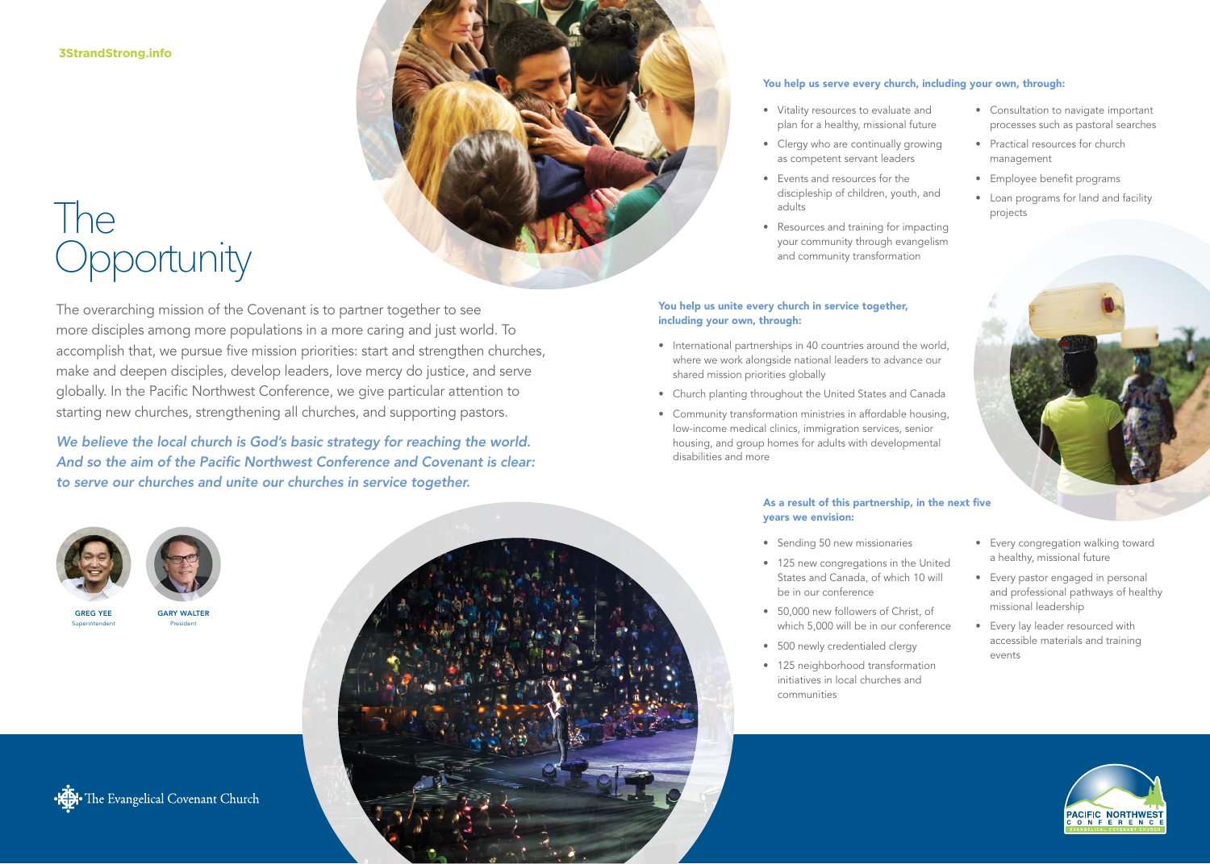3StrandStrong.info

# The Opportunity

The overarching mission of the Covenant is to partner together to see more disciples among more populations in a more caring and just world. To accomplish that, we pursue five mission priorities: start and strengthen churches, make and deepen disciples, develop leaders, love mercy do justice, and serve globally. In the Pacific Northwest Conference, we give particular attention to starting new churches, strengthening all churches, and supporting pastors.

*We believe the local church is God's basic strategy for reaching the world. And so the aim of the Pacific Northwest Conference and Covenant is clear: to serve our churches and unite our churches in service together.*

**GREG YEE**
Superintendent

**GARY WALTER**
President

### You help us serve every church, including your own, through:

- Vitality resources to evaluate and plan for a healthy, missional future
- Clergy who are continually growing as competent servant leaders
- Events and resources for the discipleship of children, youth, and adults
- Resources and training for impacting your community through evangelism and community transformation
- Consultation to navigate important processes such as pastoral searches
- Practical resources for church management
- Employee benefit programs
- Loan programs for land and facility projects

### You help us unite every church in service together, including your own, through:

- International partnerships in 40 countries around the world, where we work alongside national leaders to advance our shared mission priorities globally
- Church planting throughout the United States and Canada
- Community transformation ministries in affordable housing, low-income medical clinics, immigration services, senior housing, and group homes for adults with developmental disabilities and more

### As a result of this partnership, in the next five years we envision:

- Sending 50 new missionaries
- 125 new congregations in the United States and Canada, of which 10 will be in our conference
- 50,000 new followers of Christ, of which 5,000 will be in our conference
- 500 newly credentialed clergy
- 125 neighborhood transformation initiatives in local churches and communities
- Every congregation walking toward a healthy, missional future
- Every pastor engaged in personal and professional pathways of healthy missional leadership
- Every lay leader resourced with accessible materials and training events

The Evangelical Covenant Church

PACIFIC NORTHWEST CONFERENCE
EVANGELICAL COVENANT CHURCH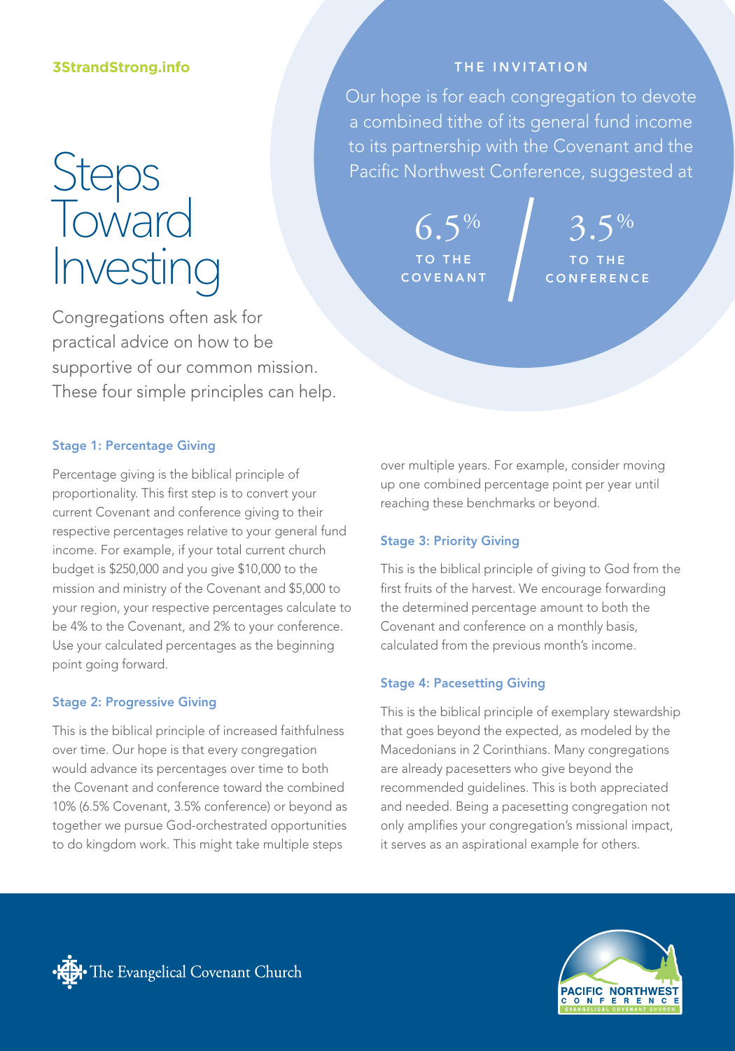3StrandStrong.info

# Steps Toward Investing

Congregations often ask for practical advice on how to be supportive of our common mission. These four simple principles can help.

## THE INVITATION

Our hope is for each congregation to devote a combined tithe of its general fund income to its partnership with the Covenant and the Pacific Northwest Conference, suggested at

**6.5%** TO THE COVENANT / **3.5%** TO THE CONFERENCE

### Stage 1: Percentage Giving

Percentage giving is the biblical principle of proportionality. This first step is to convert your current Covenant and conference giving to their respective percentages relative to your general fund income. For example, if your total current church budget is $250,000 and you give $10,000 to the mission and ministry of the Covenant and $5,000 to your region, your respective percentages calculate to be 4% to the Covenant, and 2% to your conference. Use your calculated percentages as the beginning point going forward.

### Stage 2: Progressive Giving

This is the biblical principle of increased faithfulness over time. Our hope is that every congregation would advance its percentages over time to both the Covenant and conference toward the combined 10% (6.5% Covenant, 3.5% conference) or beyond as together we pursue God-orchestrated opportunities to do kingdom work. This might take multiple steps over multiple years. For example, consider moving up one combined percentage point per year until reaching these benchmarks or beyond.

### Stage 3: Priority Giving

This is the biblical principle of giving to God from the first fruits of the harvest. We encourage forwarding the determined percentage amount to both the Covenant and conference on a monthly basis, calculated from the previous month's income.

### Stage 4: Pacesetting Giving

This is the biblical principle of exemplary stewardship that goes beyond the expected, as modeled by the Macedonians in 2 Corinthians. Many congregations are already pacesetters who give beyond the recommended guidelines. This is both appreciated and needed. Being a pacesetting congregation not only amplifies your congregation's missional impact, it serves as an aspirational example for others.

The Evangelical Covenant Church

PACIFIC NORTHWEST CONFERENCE
EVANGELICAL COVENANT CHURCH